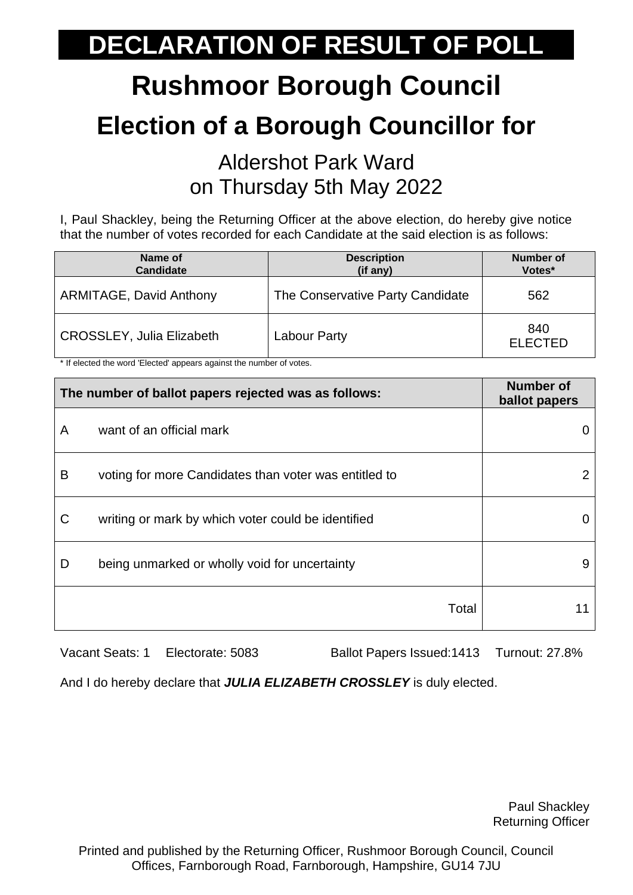# DECLARATION OF RESULT OF POLL

# Rushmoor Borough Council

## Election of a Borough Councillor for

### Aldershot Park Ward
### on Thursday 5th May 2022

I, Paul Shackley, being the Returning Officer at the above election, do hereby give notice that the number of votes recorded for each Candidate at the said election is as follows:

| Name of Candidate | Description (if any) | Number of Votes* |
|---|---|---|
| ARMITAGE, David Anthony | The Conservative Party Candidate | 562 |
| CROSSLEY, Julia Elizabeth | Labour Party | 840 ELECTED |

* If elected the word 'Elected' appears against the number of votes.

| The number of ballot papers rejected was as follows: | | Number of ballot papers |
|---|---|---|
| A | want of an official mark | 0 |
| B | voting for more Candidates than voter was entitled to | 2 |
| C | writing or mark by which voter could be identified | 0 |
| D | being unmarked or wholly void for uncertainty | 9 |
| | Total | 11 |

Vacant Seats: 1 Electorate: 5083 Ballot Papers Issued:1413 Turnout: 27.8%

And I do hereby declare that ***JULIA ELIZABETH CROSSLEY*** is duly elected.

Paul Shackley
Returning Officer

Printed and published by the Returning Officer, Rushmoor Borough Council, Council Offices, Farnborough Road, Farnborough, Hampshire, GU14 7JU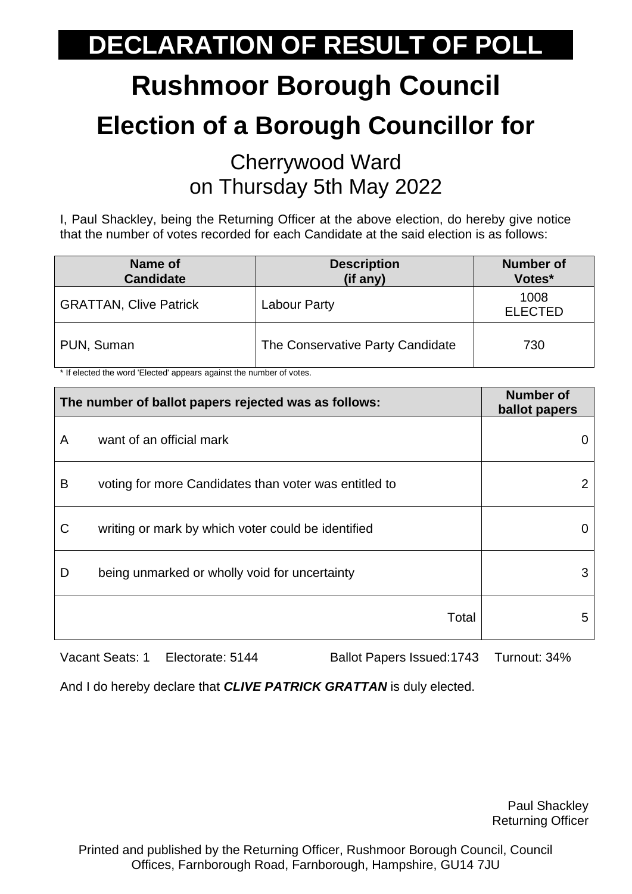# DECLARATION OF RESULT OF POLL

# Rushmoor Borough Council

## Election of a Borough Councillor for

### Cherrywood Ward
### on Thursday 5th May 2022

I, Paul Shackley, being the Returning Officer at the above election, do hereby give notice that the number of votes recorded for each Candidate at the said election is as follows:

| Name of Candidate | Description (if any) | Number of Votes* |
|---|---|---|
| GRATTAN, Clive Patrick | Labour Party | 1008 ELECTED |
| PUN, Suman | The Conservative Party Candidate | 730 |

* If elected the word 'Elected' appears against the number of votes.

| The number of ballot papers rejected was as follows: | | Number of ballot papers |
|---|---|---|
| A | want of an official mark | 0 |
| B | voting for more Candidates than voter was entitled to | 2 |
| C | writing or mark by which voter could be identified | 0 |
| D | being unmarked or wholly void for uncertainty | 3 |
| | Total | 5 |

Vacant Seats: 1 Electorate: 5144 Ballot Papers Issued:1743 Turnout: 34%

And I do hereby declare that ***CLIVE PATRICK GRATTAN*** is duly elected.

Paul Shackley
Returning Officer

Printed and published by the Returning Officer, Rushmoor Borough Council, Council Offices, Farnborough Road, Farnborough, Hampshire, GU14 7JU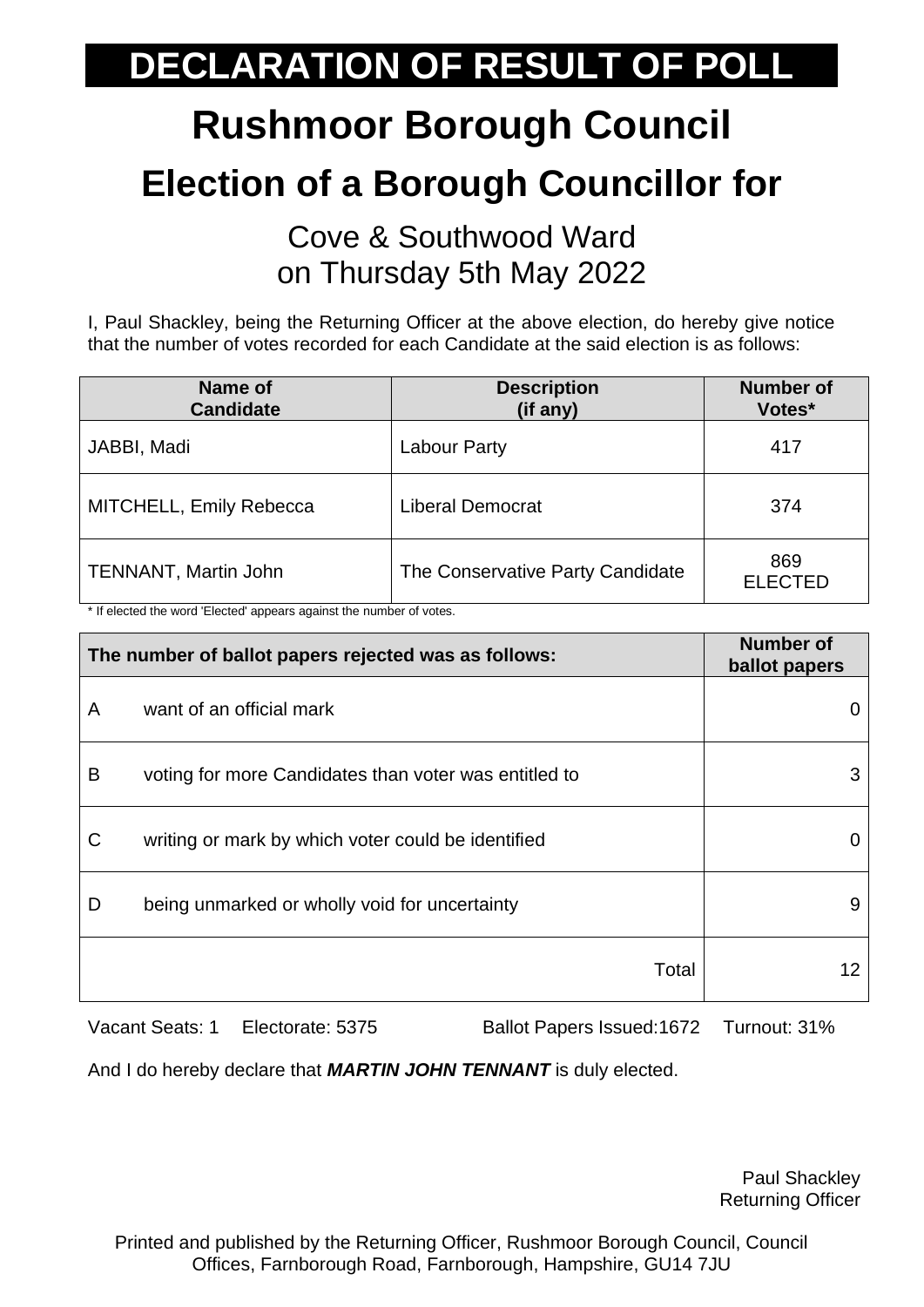# DECLARATION OF RESULT OF POLL

# Rushmoor Borough Council

## Election of a Borough Councillor for

Cove & Southwood Ward
on Thursday 5th May 2022

I, Paul Shackley, being the Returning Officer at the above election, do hereby give notice that the number of votes recorded for each Candidate at the said election is as follows:

| Name of Candidate | Description (if any) | Number of Votes* |
|---|---|---|
| JABBI, Madi | Labour Party | 417 |
| MITCHELL, Emily Rebecca | Liberal Democrat | 374 |
| TENNANT, Martin John | The Conservative Party Candidate | 869 ELECTED |

* If elected the word 'Elected' appears against the number of votes.

| The number of ballot papers rejected was as follows: | | Number of ballot papers |
|---|---|---|
| A | want of an official mark | 0 |
| B | voting for more Candidates than voter was entitled to | 3 |
| C | writing or mark by which voter could be identified | 0 |
| D | being unmarked or wholly void for uncertainty | 9 |
| | Total | 12 |

Vacant Seats: 1 Electorate: 5375 Ballot Papers Issued:1672 Turnout: 31%

And I do hereby declare that ***MARTIN JOHN TENNANT*** is duly elected.

Paul Shackley
Returning Officer

Printed and published by the Returning Officer, Rushmoor Borough Council, Council Offices, Farnborough Road, Farnborough, Hampshire, GU14 7JU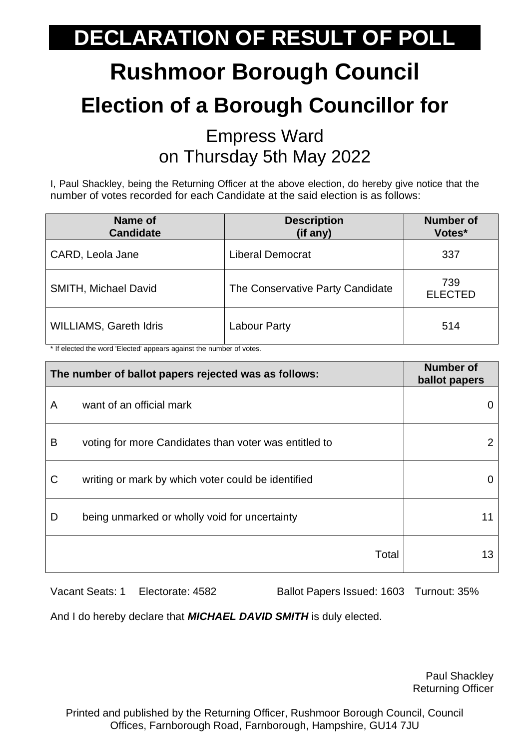# DECLARATION OF RESULT OF POLL

# Rushmoor Borough Council

## Election of a Borough Councillor for

### Empress Ward
### on Thursday 5th May 2022

I, Paul Shackley, being the Returning Officer at the above election, do hereby give notice that the number of votes recorded for each Candidate at the said election is as follows:

| Name of Candidate | Description (if any) | Number of Votes* |
|---|---|---|
| CARD, Leola Jane | Liberal Democrat | 337 |
| SMITH, Michael David | The Conservative Party Candidate | 739 ELECTED |
| WILLIAMS, Gareth Idris | Labour Party | 514 |

* If elected the word 'Elected' appears against the number of votes.

| The number of ballot papers rejected was as follows: | | Number of ballot papers |
|---|---|---|
| A | want of an official mark | 0 |
| B | voting for more Candidates than voter was entitled to | 2 |
| C | writing or mark by which voter could be identified | 0 |
| D | being unmarked or wholly void for uncertainty | 11 |
| | Total | 13 |

Vacant Seats: 1 Electorate: 4582 Ballot Papers Issued: 1603 Turnout: 35%

And I do hereby declare that ***MICHAEL DAVID SMITH*** is duly elected.

Paul Shackley
Returning Officer

Printed and published by the Returning Officer, Rushmoor Borough Council, Council Offices, Farnborough Road, Farnborough, Hampshire, GU14 7JU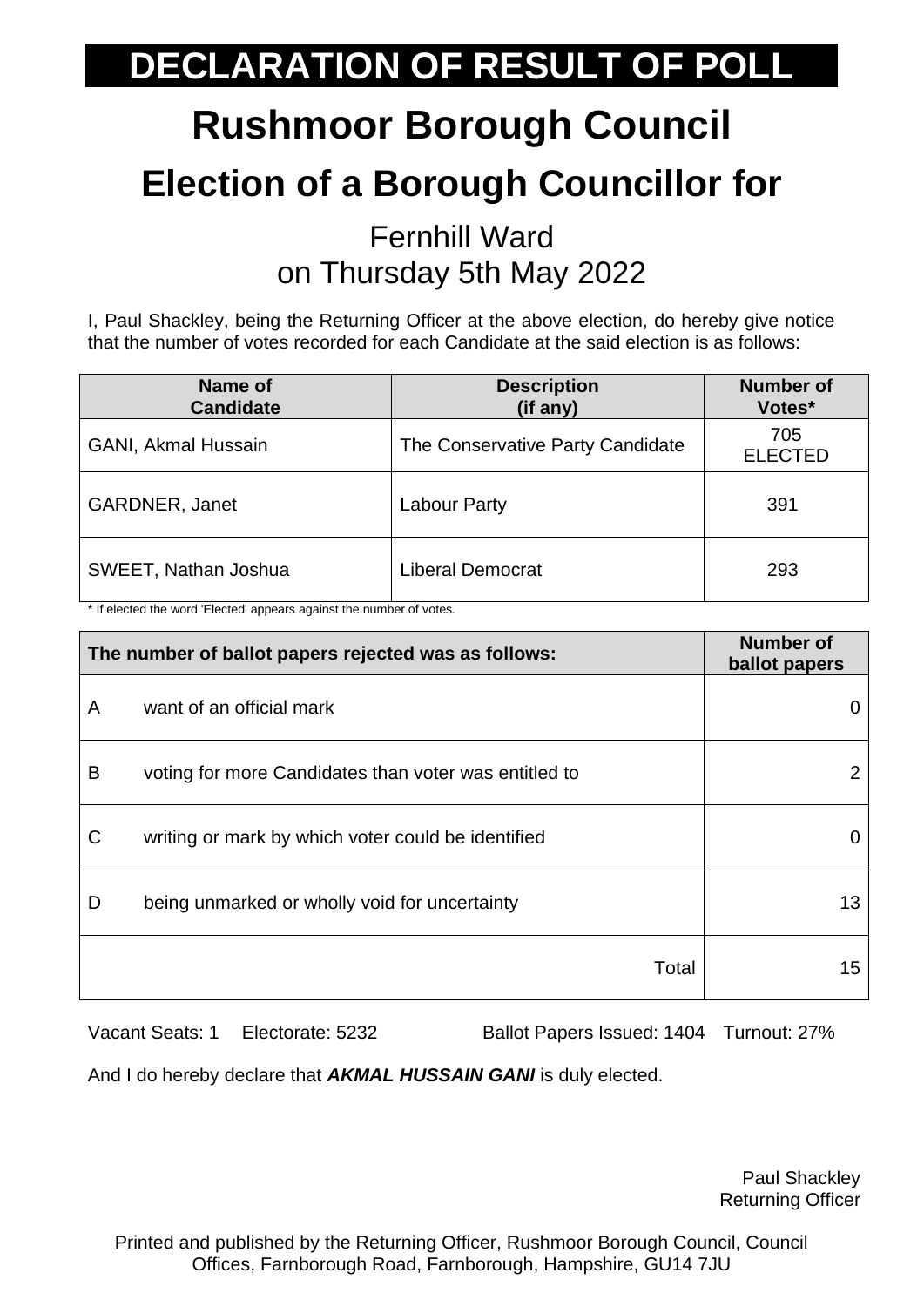# DECLARATION OF RESULT OF POLL

# Rushmoor Borough Council

## Election of a Borough Councillor for

Fernhill Ward
on Thursday 5th May 2022

I, Paul Shackley, being the Returning Officer at the above election, do hereby give notice that the number of votes recorded for each Candidate at the said election is as follows:

| Name of Candidate | Description (if any) | Number of Votes* |
|---|---|---|
| GANI, Akmal Hussain | The Conservative Party Candidate | 705 ELECTED |
| GARDNER, Janet | Labour Party | 391 |
| SWEET, Nathan Joshua | Liberal Democrat | 293 |

* If elected the word 'Elected' appears against the number of votes.

| The number of ballot papers rejected was as follows: | | Number of ballot papers |
|---|---|---|
| A | want of an official mark | 0 |
| B | voting for more Candidates than voter was entitled to | 2 |
| C | writing or mark by which voter could be identified | 0 |
| D | being unmarked or wholly void for uncertainty | 13 |
| | Total | 15 |

Vacant Seats: 1 Electorate: 5232 Ballot Papers Issued: 1404 Turnout: 27%

And I do hereby declare that ***AKMAL HUSSAIN GANI*** is duly elected.

Paul Shackley
Returning Officer

Printed and published by the Returning Officer, Rushmoor Borough Council, Council Offices, Farnborough Road, Farnborough, Hampshire, GU14 7JU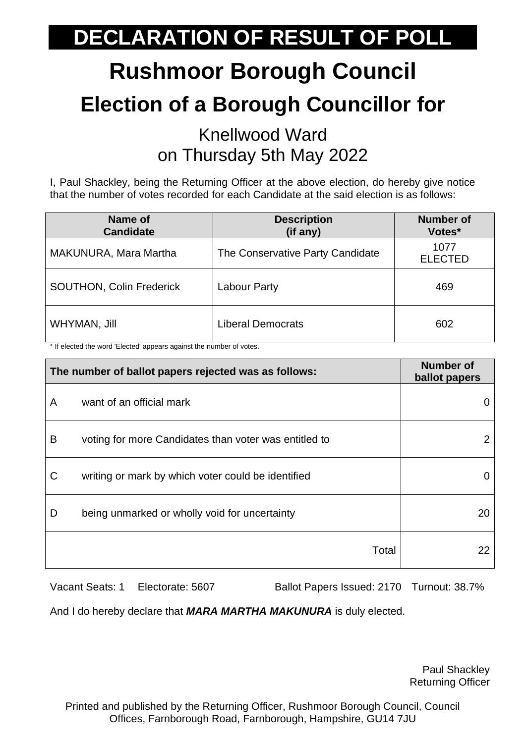# DECLARATION OF RESULT OF POLL

# Rushmoor Borough Council

## Election of a Borough Councillor for

### Knellwood Ward
### on Thursday 5th May 2022

I, Paul Shackley, being the Returning Officer at the above election, do hereby give notice that the number of votes recorded for each Candidate at the said election is as follows:

| Name of Candidate | Description (if any) | Number of Votes* |
|---|---|---|
| MAKUNURA, Mara Martha | The Conservative Party Candidate | 1077 ELECTED |
| SOUTHON, Colin Frederick | Labour Party | 469 |
| WHYMAN, Jill | Liberal Democrats | 602 |

* If elected the word 'Elected' appears against the number of votes.

| The number of ballot papers rejected was as follows: | | Number of ballot papers |
|---|---|---|
| A | want of an official mark | 0 |
| B | voting for more Candidates than voter was entitled to | 2 |
| C | writing or mark by which voter could be identified | 0 |
| D | being unmarked or wholly void for uncertainty | 20 |
| | Total | 22 |

Vacant Seats: 1 Electorate: 5607 Ballot Papers Issued: 2170 Turnout: 38.7%

And I do hereby declare that ***MARA MARTHA MAKUNURA*** is duly elected.

Paul Shackley
Returning Officer

Printed and published by the Returning Officer, Rushmoor Borough Council, Council Offices, Farnborough Road, Farnborough, Hampshire, GU14 7JU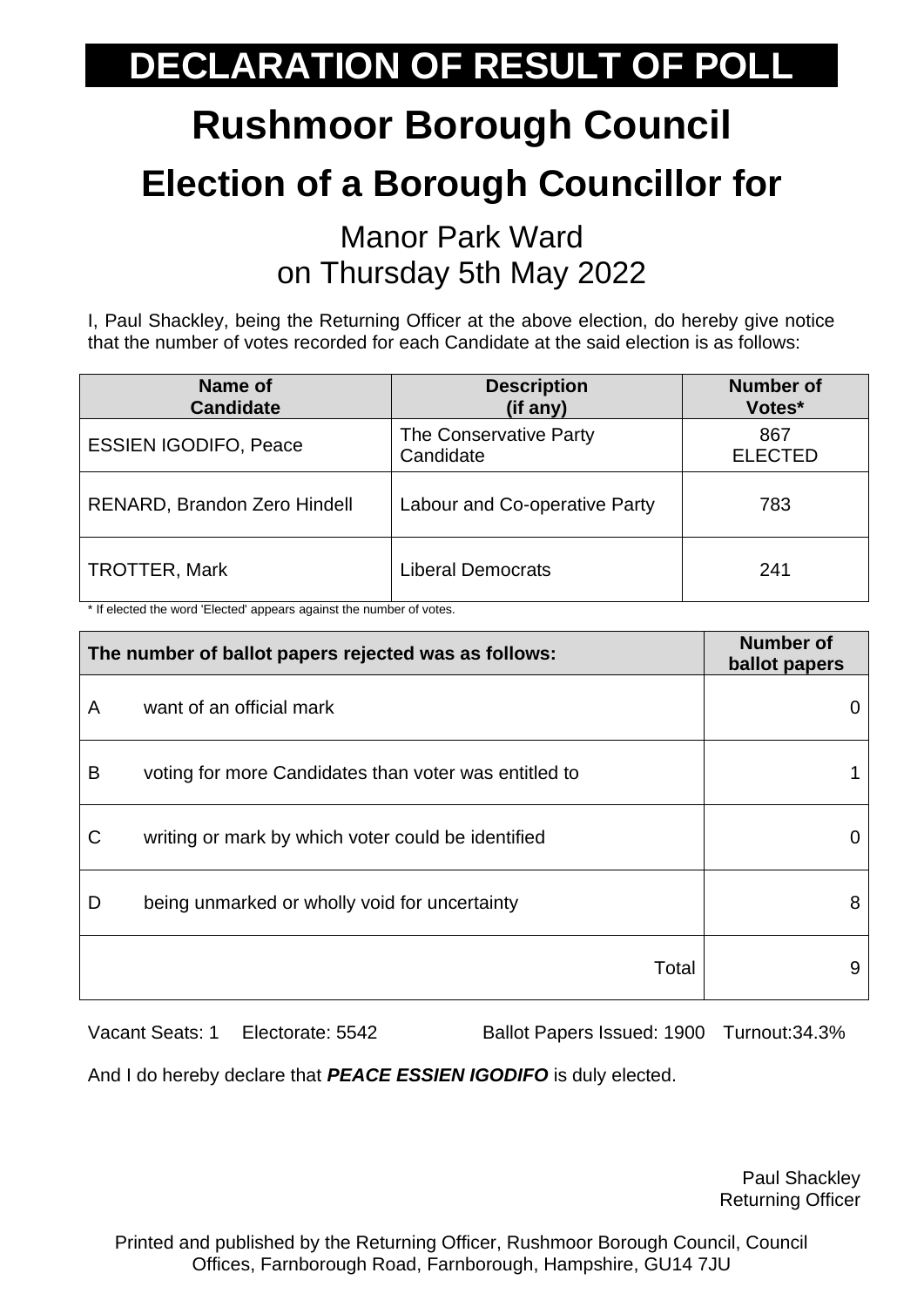# DECLARATION OF RESULT OF POLL

# Rushmoor Borough Council

## Election of a Borough Councillor for

### Manor Park Ward
### on Thursday 5th May 2022

I, Paul Shackley, being the Returning Officer at the above election, do hereby give notice that the number of votes recorded for each Candidate at the said election is as follows:

| Name of Candidate | Description (if any) | Number of Votes* |
|---|---|---|
| ESSIEN IGODIFO, Peace | The Conservative Party Candidate | 867 ELECTED |
| RENARD, Brandon Zero Hindell | Labour and Co-operative Party | 783 |
| TROTTER, Mark | Liberal Democrats | 241 |

* If elected the word 'Elected' appears against the number of votes.

| The number of ballot papers rejected was as follows: | | Number of ballot papers |
|---|---|---|
| A | want of an official mark | 0 |
| B | voting for more Candidates than voter was entitled to | 1 |
| C | writing or mark by which voter could be identified | 0 |
| D | being unmarked or wholly void for uncertainty | 8 |
| | Total | 9 |

Vacant Seats: 1 Electorate: 5542 Ballot Papers Issued: 1900 Turnout:34.3%

And I do hereby declare that ***PEACE ESSIEN IGODIFO*** is duly elected.

Paul Shackley
Returning Officer

Printed and published by the Returning Officer, Rushmoor Borough Council, Council Offices, Farnborough Road, Farnborough, Hampshire, GU14 7JU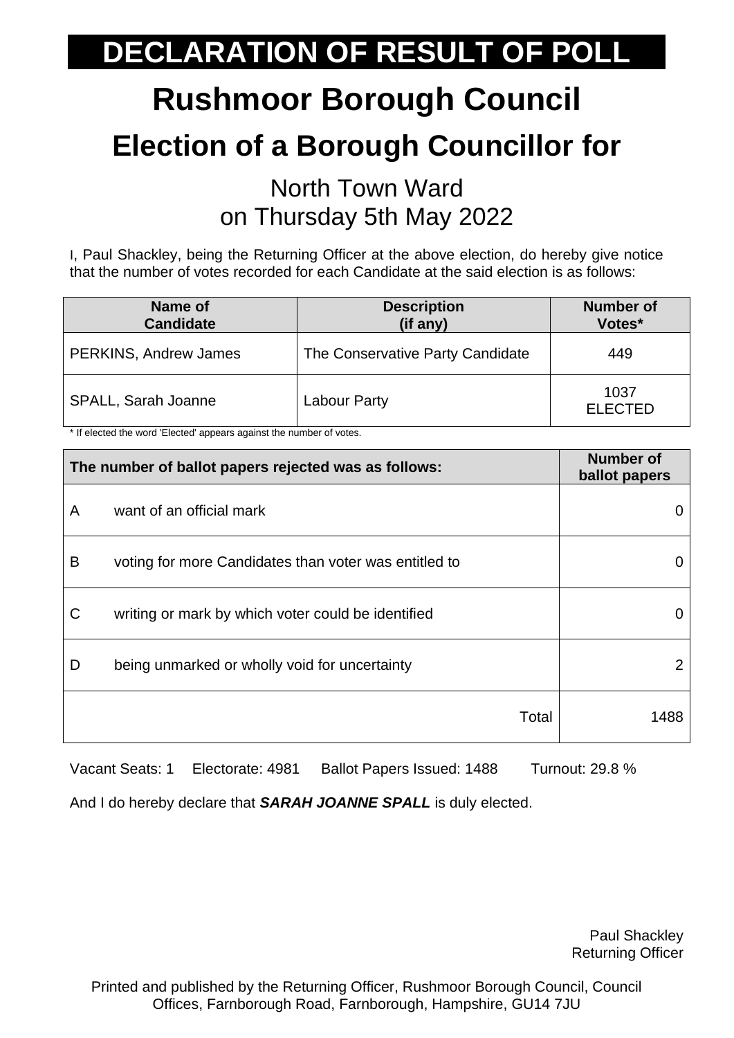# DECLARATION OF RESULT OF POLL

# Rushmoor Borough Council

## Election of a Borough Councillor for

North Town Ward
on Thursday 5th May 2022

I, Paul Shackley, being the Returning Officer at the above election, do hereby give notice that the number of votes recorded for each Candidate at the said election is as follows:

| Name of Candidate | Description (if any) | Number of Votes* |
|---|---|---|
| PERKINS, Andrew James | The Conservative Party Candidate | 449 |
| SPALL, Sarah Joanne | Labour Party | 1037 ELECTED |

\* If elected the word 'Elected' appears against the number of votes.

| The number of ballot papers rejected was as follows: | | Number of ballot papers |
|---|---|---|
| A | want of an official mark | 0 |
| B | voting for more Candidates than voter was entitled to | 0 |
| C | writing or mark by which voter could be identified | 0 |
| D | being unmarked or wholly void for uncertainty | 2 |
| | Total | 1488 |

Vacant Seats: 1 Electorate: 4981 Ballot Papers Issued: 1488 Turnout: 29.8 %

And I do hereby declare that ***SARAH JOANNE SPALL*** is duly elected.

Paul Shackley
Returning Officer

Printed and published by the Returning Officer, Rushmoor Borough Council, Council Offices, Farnborough Road, Farnborough, Hampshire, GU14 7JU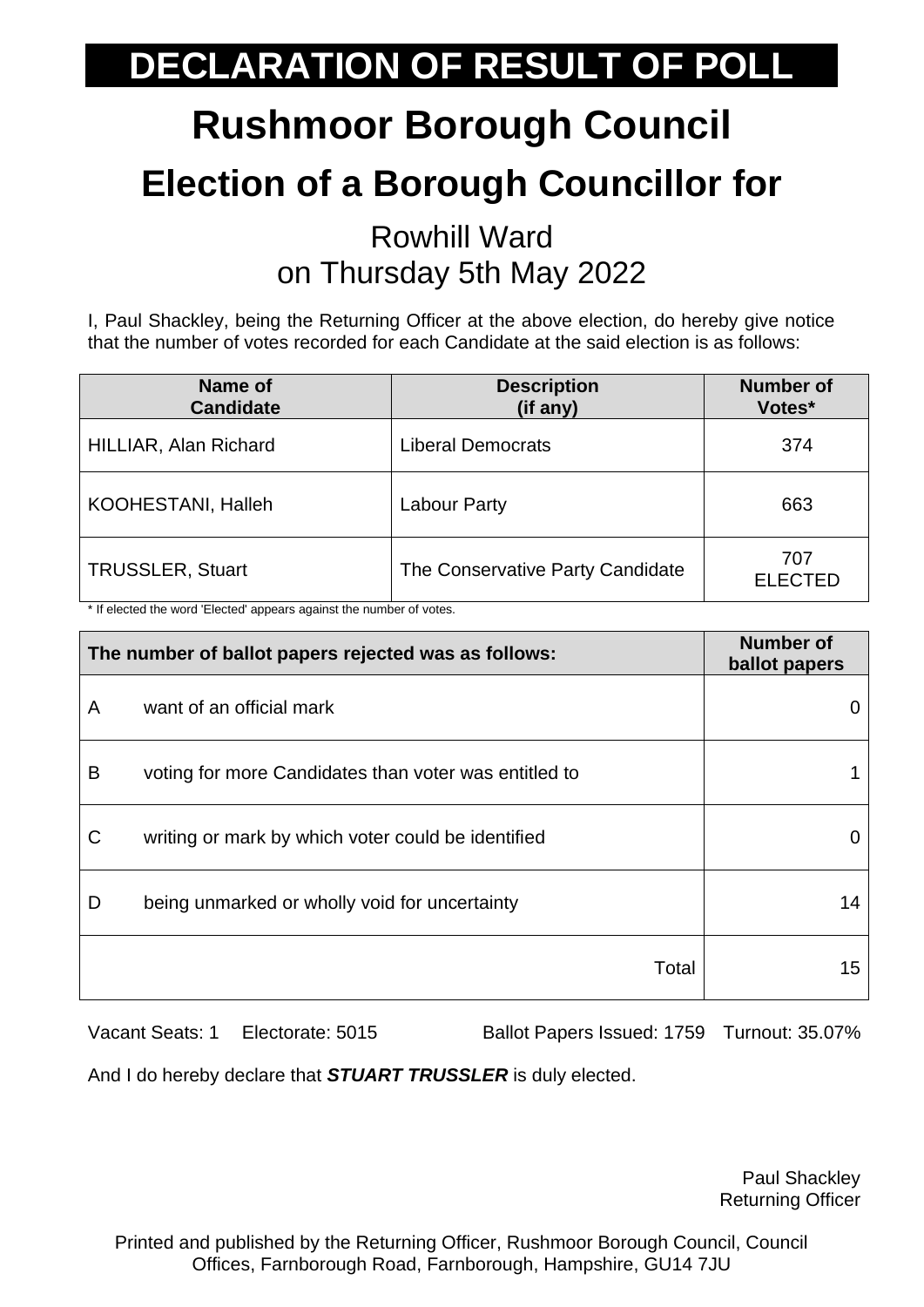# DECLARATION OF RESULT OF POLL

# Rushmoor Borough Council

## Election of a Borough Councillor for

### Rowhill Ward
### on Thursday 5th May 2022

I, Paul Shackley, being the Returning Officer at the above election, do hereby give notice that the number of votes recorded for each Candidate at the said election is as follows:

| Name of Candidate | Description (if any) | Number of Votes* |
|---|---|---|
| HILLIAR, Alan Richard | Liberal Democrats | 374 |
| KOOHESTANI, Halleh | Labour Party | 663 |
| TRUSSLER, Stuart | The Conservative Party Candidate | 707 ELECTED |

* If elected the word 'Elected' appears against the number of votes.

| The number of ballot papers rejected was as follows: | | Number of ballot papers |
|---|---|---|
| A | want of an official mark | 0 |
| B | voting for more Candidates than voter was entitled to | 1 |
| C | writing or mark by which voter could be identified | 0 |
| D | being unmarked or wholly void for uncertainty | 14 |
| | Total | 15 |

Vacant Seats: 1 Electorate: 5015 Ballot Papers Issued: 1759 Turnout: 35.07%

And I do hereby declare that ***STUART TRUSSLER*** is duly elected.

Paul Shackley
Returning Officer

Printed and published by the Returning Officer, Rushmoor Borough Council, Council Offices, Farnborough Road, Farnborough, Hampshire, GU14 7JU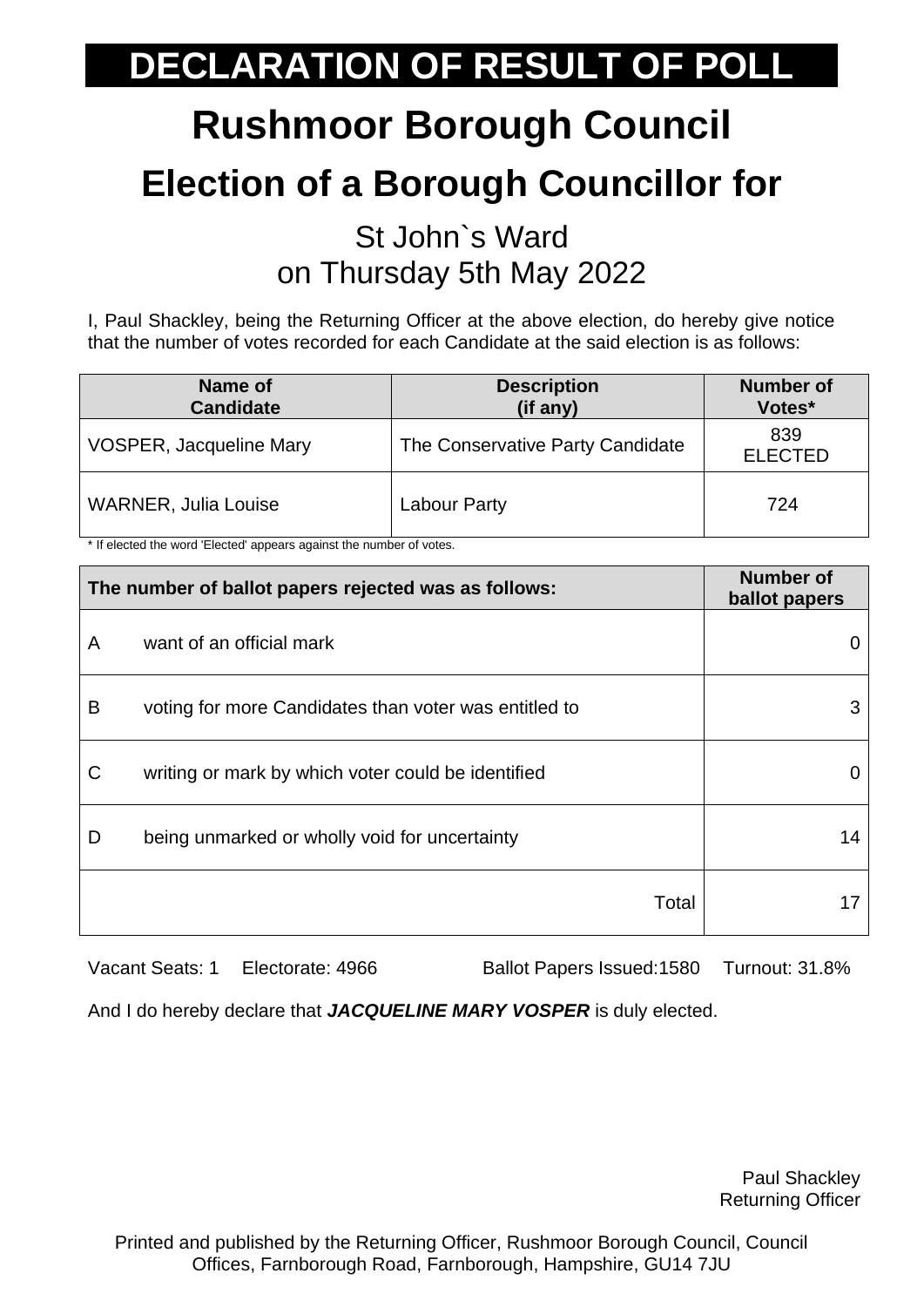# DECLARATION OF RESULT OF POLL

# Rushmoor Borough Council

## Election of a Borough Councillor for

St John`s Ward
on Thursday 5th May 2022

I, Paul Shackley, being the Returning Officer at the above election, do hereby give notice that the number of votes recorded for each Candidate at the said election is as follows:

| Name of Candidate | Description (if any) | Number of Votes* |
|---|---|---|
| VOSPER, Jacqueline Mary | The Conservative Party Candidate | 839 ELECTED |
| WARNER, Julia Louise | Labour Party | 724 |

* If elected the word 'Elected' appears against the number of votes.

| The number of ballot papers rejected was as follows: | | Number of ballot papers |
|---|---|---|
| A | want of an official mark | 0 |
| B | voting for more Candidates than voter was entitled to | 3 |
| C | writing or mark by which voter could be identified | 0 |
| D | being unmarked or wholly void for uncertainty | 14 |
| | Total | 17 |

Vacant Seats: 1 Electorate: 4966 Ballot Papers Issued:1580 Turnout: 31.8%

And I do hereby declare that ***JACQUELINE MARY VOSPER*** is duly elected.

Paul Shackley
Returning Officer

Printed and published by the Returning Officer, Rushmoor Borough Council, Council Offices, Farnborough Road, Farnborough, Hampshire, GU14 7JU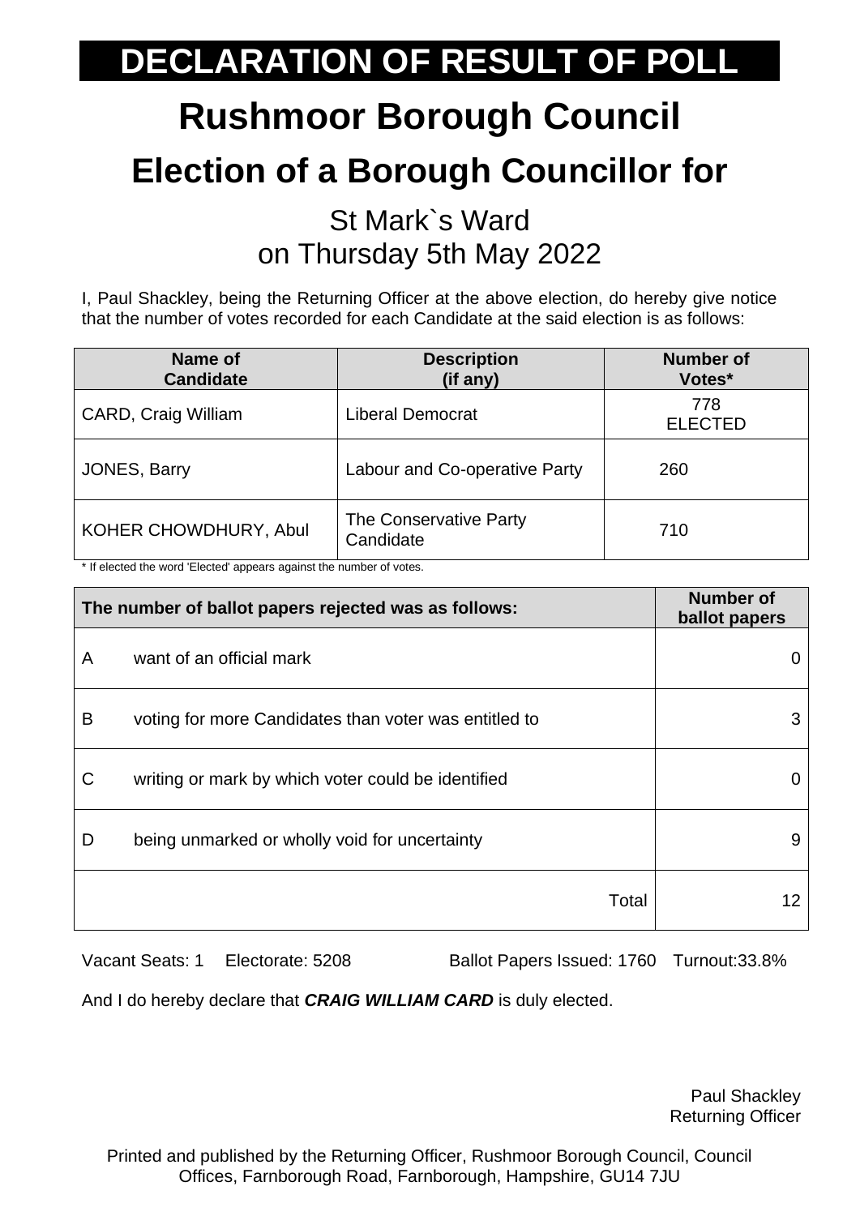# DECLARATION OF RESULT OF POLL

# Rushmoor Borough Council

## Election of a Borough Councillor for

St Mark`s Ward
on Thursday 5th May 2022

I, Paul Shackley, being the Returning Officer at the above election, do hereby give notice that the number of votes recorded for each Candidate at the said election is as follows:

| Name of Candidate | Description (if any) | Number of Votes* |
|---|---|---|
| CARD, Craig William | Liberal Democrat | 778 ELECTED |
| JONES, Barry | Labour and Co-operative Party | 260 |
| KOHER CHOWDHURY, Abul | The Conservative Party Candidate | 710 |

* If elected the word 'Elected' appears against the number of votes.

| The number of ballot papers rejected was as follows: | | Number of ballot papers |
|---|---|---|
| A | want of an official mark | 0 |
| B | voting for more Candidates than voter was entitled to | 3 |
| C | writing or mark by which voter could be identified | 0 |
| D | being unmarked or wholly void for uncertainty | 9 |
| | Total | 12 |

Vacant Seats: 1 Electorate: 5208 Ballot Papers Issued: 1760 Turnout:33.8%

And I do hereby declare that ***CRAIG WILLIAM CARD*** is duly elected.

Paul Shackley
Returning Officer

Printed and published by the Returning Officer, Rushmoor Borough Council, Council Offices, Farnborough Road, Farnborough, Hampshire, GU14 7JU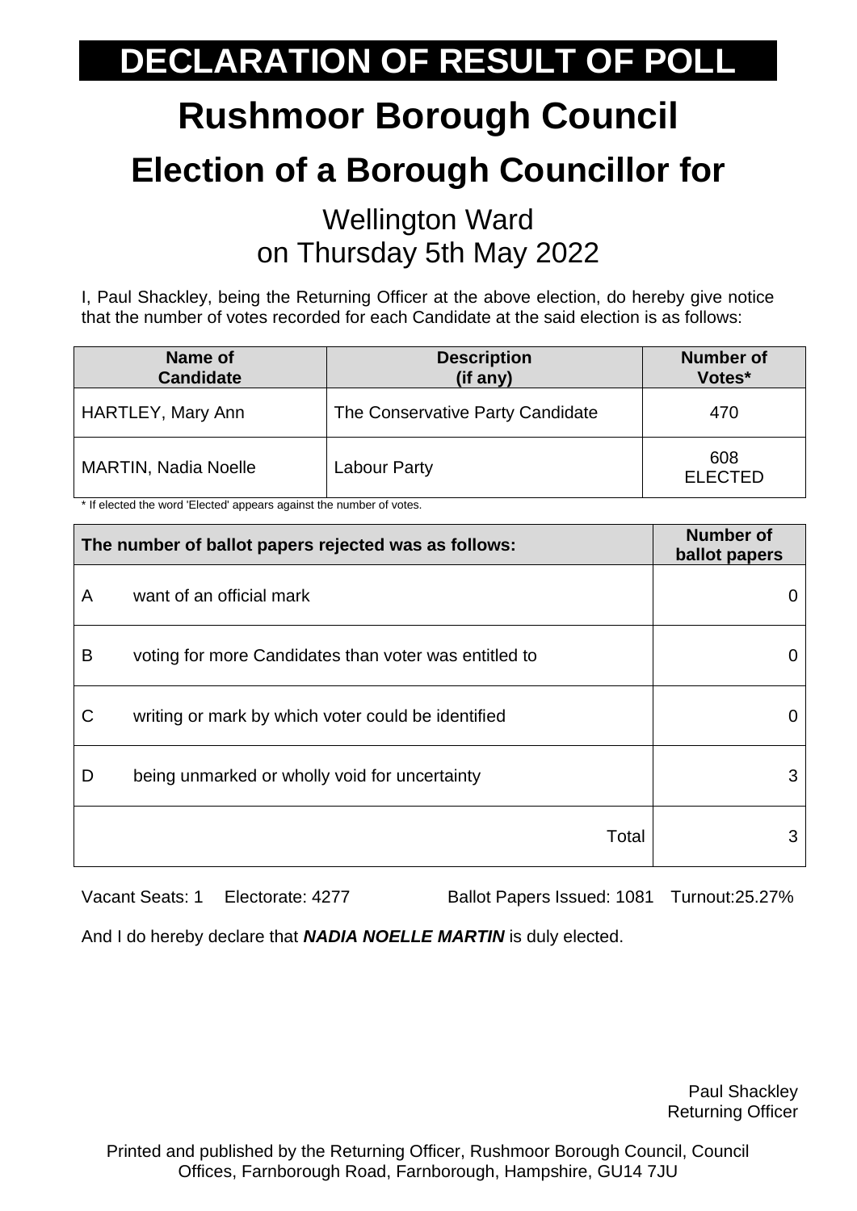# DECLARATION OF RESULT OF POLL

# Rushmoor Borough Council

## Election of a Borough Councillor for

### Wellington Ward
### on Thursday 5th May 2022

I, Paul Shackley, being the Returning Officer at the above election, do hereby give notice that the number of votes recorded for each Candidate at the said election is as follows:

| Name of Candidate | Description (if any) | Number of Votes* |
|---|---|---|
| HARTLEY, Mary Ann | The Conservative Party Candidate | 470 |
| MARTIN, Nadia Noelle | Labour Party | 608 ELECTED |

* If elected the word 'Elected' appears against the number of votes.

| The number of ballot papers rejected was as follows: | | Number of ballot papers |
|---|---|---|
| A | want of an official mark | 0 |
| B | voting for more Candidates than voter was entitled to | 0 |
| C | writing or mark by which voter could be identified | 0 |
| D | being unmarked or wholly void for uncertainty | 3 |
| | Total | 3 |

Vacant Seats: 1 Electorate: 4277 Ballot Papers Issued: 1081 Turnout:25.27%

And I do hereby declare that ***NADIA NOELLE MARTIN*** is duly elected.

Paul Shackley
Returning Officer

Printed and published by the Returning Officer, Rushmoor Borough Council, Council Offices, Farnborough Road, Farnborough, Hampshire, GU14 7JU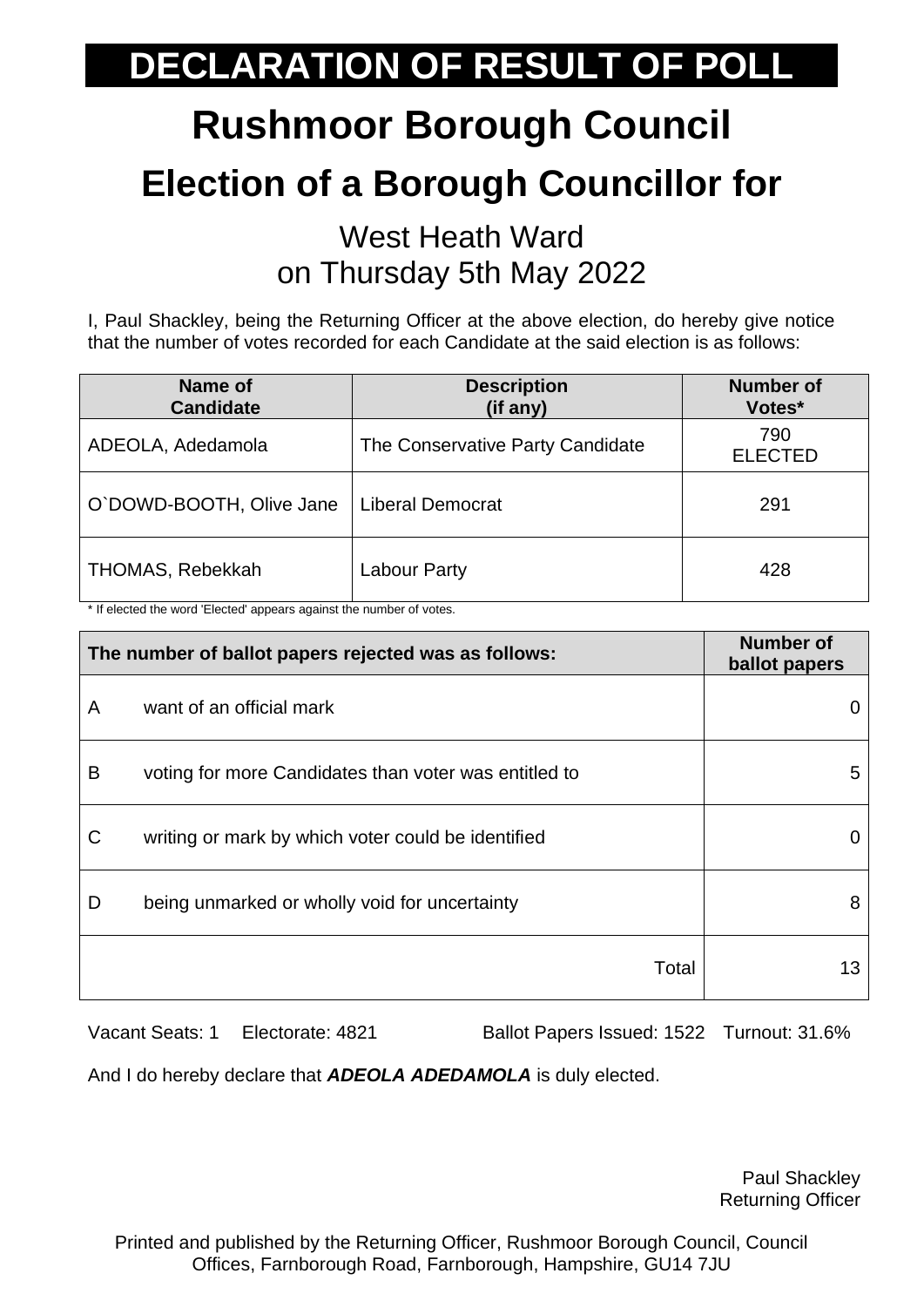# DECLARATION OF RESULT OF POLL

# Rushmoor Borough Council

## Election of a Borough Councillor for

West Heath Ward
on Thursday 5th May 2022

I, Paul Shackley, being the Returning Officer at the above election, do hereby give notice that the number of votes recorded for each Candidate at the said election is as follows:

| Name of Candidate | Description (if any) | Number of Votes* |
|---|---|---|
| ADEOLA, Adedamola | The Conservative Party Candidate | 790 ELECTED |
| O`DOWD-BOOTH, Olive Jane | Liberal Democrat | 291 |
| THOMAS, Rebekkah | Labour Party | 428 |

* If elected the word 'Elected' appears against the number of votes.

| The number of ballot papers rejected was as follows: | | Number of ballot papers |
|---|---|---|
| A | want of an official mark | 0 |
| B | voting for more Candidates than voter was entitled to | 5 |
| C | writing or mark by which voter could be identified | 0 |
| D | being unmarked or wholly void for uncertainty | 8 |
| | Total | 13 |

Vacant Seats: 1 Electorate: 4821 Ballot Papers Issued: 1522 Turnout: 31.6%

And I do hereby declare that ***ADEOLA ADEDAMOLA*** is duly elected.

Paul Shackley
Returning Officer

Printed and published by the Returning Officer, Rushmoor Borough Council, Council Offices, Farnborough Road, Farnborough, Hampshire, GU14 7JU